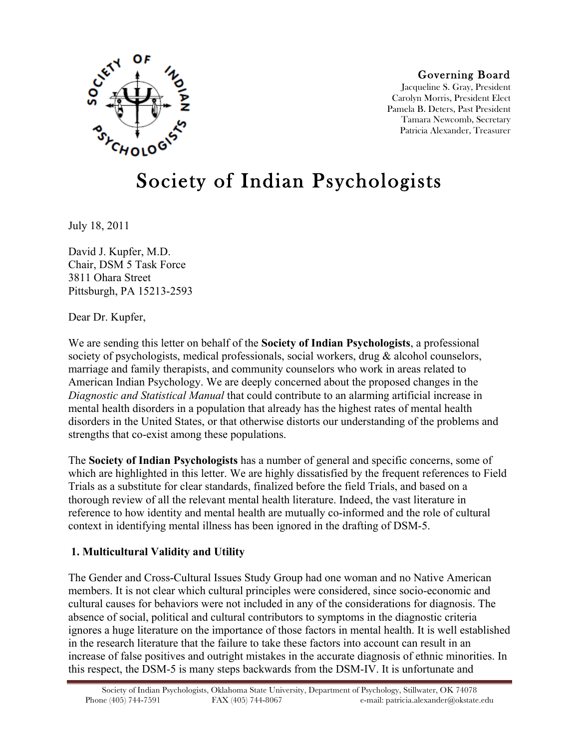Governing Board
Jacqueline S. Gray, President
Carolyn Morris, President Elect
Pamela B. Deters, Past President
Tamara Newcomb, Secretary
Patricia Alexander, Treasurer

# Society of Indian Psychologists

July 18, 2011

David J. Kupfer, M.D.
Chair, DSM 5 Task Force
3811 Ohara Street
Pittsburgh, PA 15213-2593

Dear Dr. Kupfer,

We are sending this letter on behalf of the **Society of Indian Psychologists**, a professional society of psychologists, medical professionals, social workers, drug & alcohol counselors, marriage and family therapists, and community counselors who work in areas related to American Indian Psychology. We are deeply concerned about the proposed changes in the *Diagnostic and Statistical Manual* that could contribute to an alarming artificial increase in mental health disorders in a population that already has the highest rates of mental health disorders in the United States, or that otherwise distorts our understanding of the problems and strengths that co-exist among these populations.

The **Society of Indian Psychologists** has a number of general and specific concerns, some of which are highlighted in this letter. We are highly dissatisfied by the frequent references to Field Trials as a substitute for clear standards, finalized before the field Trials, and based on a thorough review of all the relevant mental health literature. Indeed, the vast literature in reference to how identity and mental health are mutually co-informed and the role of cultural context in identifying mental illness has been ignored in the drafting of DSM-5.

**1. Multicultural Validity and Utility**

The Gender and Cross-Cultural Issues Study Group had one woman and no Native American members. It is not clear which cultural principles were considered, since socio-economic and cultural causes for behaviors were not included in any of the considerations for diagnosis. The absence of social, political and cultural contributors to symptoms in the diagnostic criteria ignores a huge literature on the importance of those factors in mental health. It is well established in the research literature that the failure to take these factors into account can result in an increase of false positives and outright mistakes in the accurate diagnosis of ethnic minorities. In this respect, the DSM-5 is many steps backwards from the DSM-IV. It is unfortunate and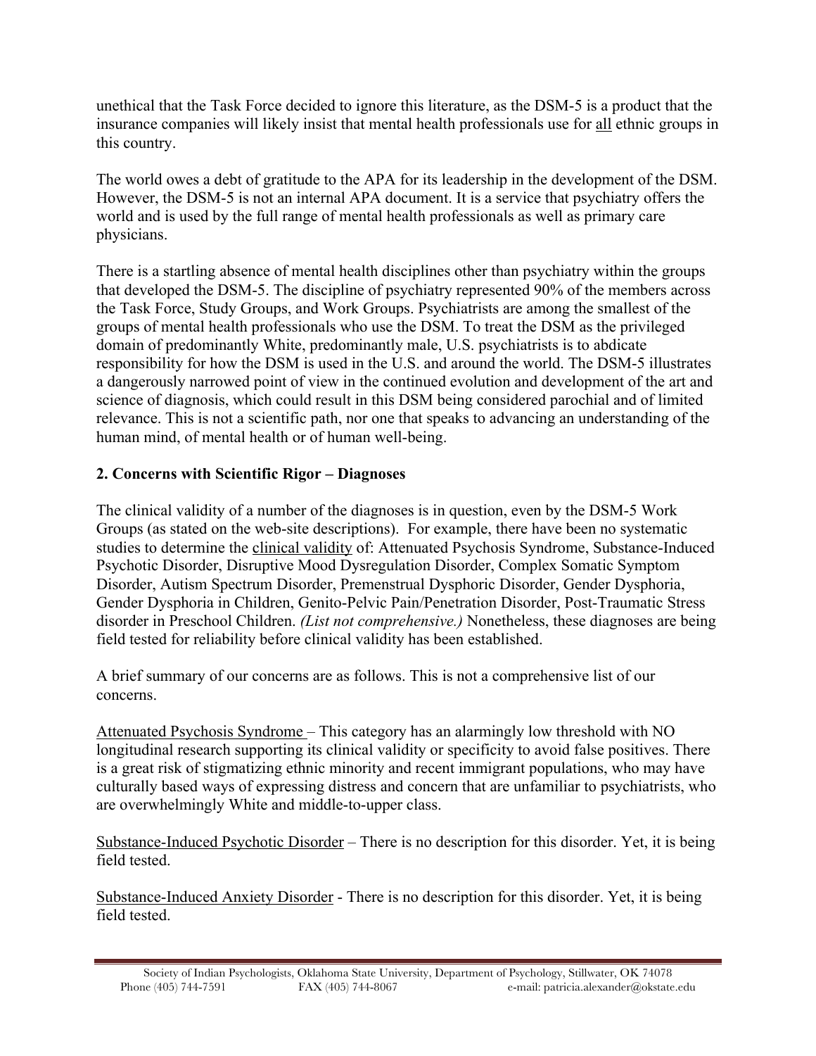unethical that the Task Force decided to ignore this literature, as the DSM-5 is a product that the insurance companies will likely insist that mental health professionals use for <u>all</u> ethnic groups in this country.

The world owes a debt of gratitude to the APA for its leadership in the development of the DSM. However, the DSM-5 is not an internal APA document. It is a service that psychiatry offers the world and is used by the full range of mental health professionals as well as primary care physicians.

There is a startling absence of mental health disciplines other than psychiatry within the groups that developed the DSM-5. The discipline of psychiatry represented 90% of the members across the Task Force, Study Groups, and Work Groups. Psychiatrists are among the smallest of the groups of mental health professionals who use the DSM. To treat the DSM as the privileged domain of predominantly White, predominantly male, U.S. psychiatrists is to abdicate responsibility for how the DSM is used in the U.S. and around the world. The DSM-5 illustrates a dangerously narrowed point of view in the continued evolution and development of the art and science of diagnosis, which could result in this DSM being considered parochial and of limited relevance. This is not a scientific path, nor one that speaks to advancing an understanding of the human mind, of mental health or of human well-being.

**2. Concerns with Scientific Rigor – Diagnoses**

The clinical validity of a number of the diagnoses is in question, even by the DSM-5 Work Groups (as stated on the web-site descriptions). For example, there have been no systematic studies to determine the <u>clinical validity</u> of: Attenuated Psychosis Syndrome, Substance-Induced Psychotic Disorder, Disruptive Mood Dysregulation Disorder, Complex Somatic Symptom Disorder, Autism Spectrum Disorder, Premenstrual Dysphoric Disorder, Gender Dysphoria, Gender Dysphoria in Children, Genito-Pelvic Pain/Penetration Disorder, Post-Traumatic Stress disorder in Preschool Children. *(List not comprehensive.)* Nonetheless, these diagnoses are being field tested for reliability before clinical validity has been established.

A brief summary of our concerns are as follows. This is not a comprehensive list of our concerns.

<u>Attenuated Psychosis Syndrome</u> – This category has an alarmingly low threshold with NO longitudinal research supporting its clinical validity or specificity to avoid false positives. There is a great risk of stigmatizing ethnic minority and recent immigrant populations, who may have culturally based ways of expressing distress and concern that are unfamiliar to psychiatrists, who are overwhelmingly White and middle-to-upper class.

<u>Substance-Induced Psychotic Disorder</u> – There is no description for this disorder. Yet, it is being field tested.

<u>Substance-Induced Anxiety Disorder</u> - There is no description for this disorder. Yet, it is being field tested.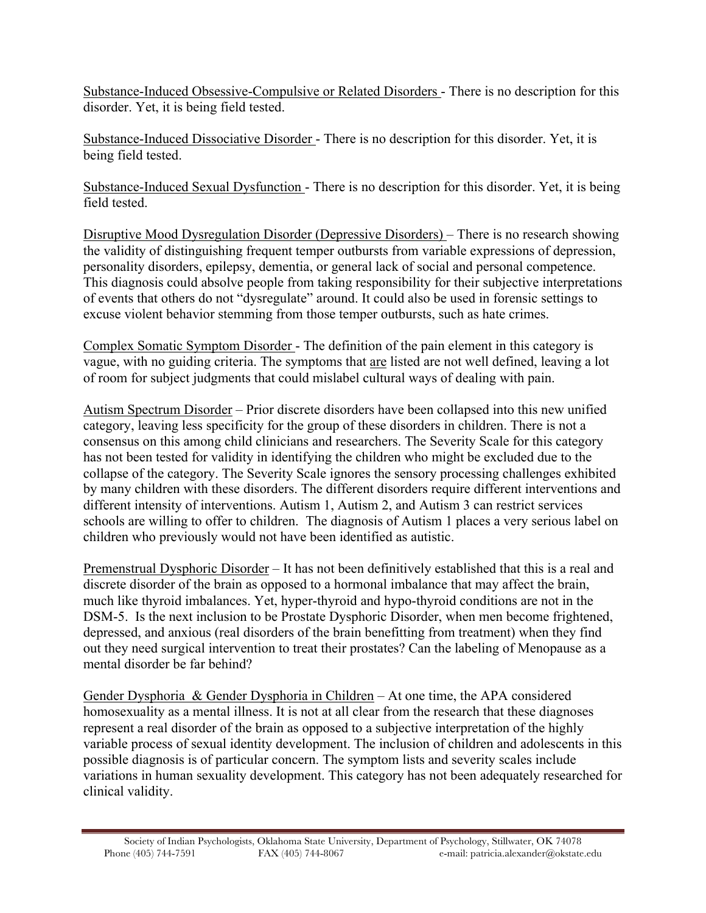Substance-Induced Obsessive-Compulsive or Related Disorders - There is no description for this disorder. Yet, it is being field tested.

Substance-Induced Dissociative Disorder - There is no description for this disorder. Yet, it is being field tested.

Substance-Induced Sexual Dysfunction - There is no description for this disorder. Yet, it is being field tested.

Disruptive Mood Dysregulation Disorder (Depressive Disorders) – There is no research showing the validity of distinguishing frequent temper outbursts from variable expressions of depression, personality disorders, epilepsy, dementia, or general lack of social and personal competence. This diagnosis could absolve people from taking responsibility for their subjective interpretations of events that others do not "dysregulate" around. It could also be used in forensic settings to excuse violent behavior stemming from those temper outbursts, such as hate crimes.

Complex Somatic Symptom Disorder - The definition of the pain element in this category is vague, with no guiding criteria. The symptoms that are listed are not well defined, leaving a lot of room for subject judgments that could mislabel cultural ways of dealing with pain.

Autism Spectrum Disorder – Prior discrete disorders have been collapsed into this new unified category, leaving less specificity for the group of these disorders in children. There is not a consensus on this among child clinicians and researchers. The Severity Scale for this category has not been tested for validity in identifying the children who might be excluded due to the collapse of the category. The Severity Scale ignores the sensory processing challenges exhibited by many children with these disorders. The different disorders require different interventions and different intensity of interventions. Autism 1, Autism 2, and Autism 3 can restrict services schools are willing to offer to children. The diagnosis of Autism 1 places a very serious label on children who previously would not have been identified as autistic.

Premenstrual Dysphoric Disorder – It has not been definitively established that this is a real and discrete disorder of the brain as opposed to a hormonal imbalance that may affect the brain, much like thyroid imbalances. Yet, hyper-thyroid and hypo-thyroid conditions are not in the DSM-5. Is the next inclusion to be Prostate Dysphoric Disorder, when men become frightened, depressed, and anxious (real disorders of the brain benefitting from treatment) when they find out they need surgical intervention to treat their prostates? Can the labeling of Menopause as a mental disorder be far behind?

Gender Dysphoria & Gender Dysphoria in Children – At one time, the APA considered homosexuality as a mental illness. It is not at all clear from the research that these diagnoses represent a real disorder of the brain as opposed to a subjective interpretation of the highly variable process of sexual identity development. The inclusion of children and adolescents in this possible diagnosis is of particular concern. The symptom lists and severity scales include variations in human sexuality development. This category has not been adequately researched for clinical validity.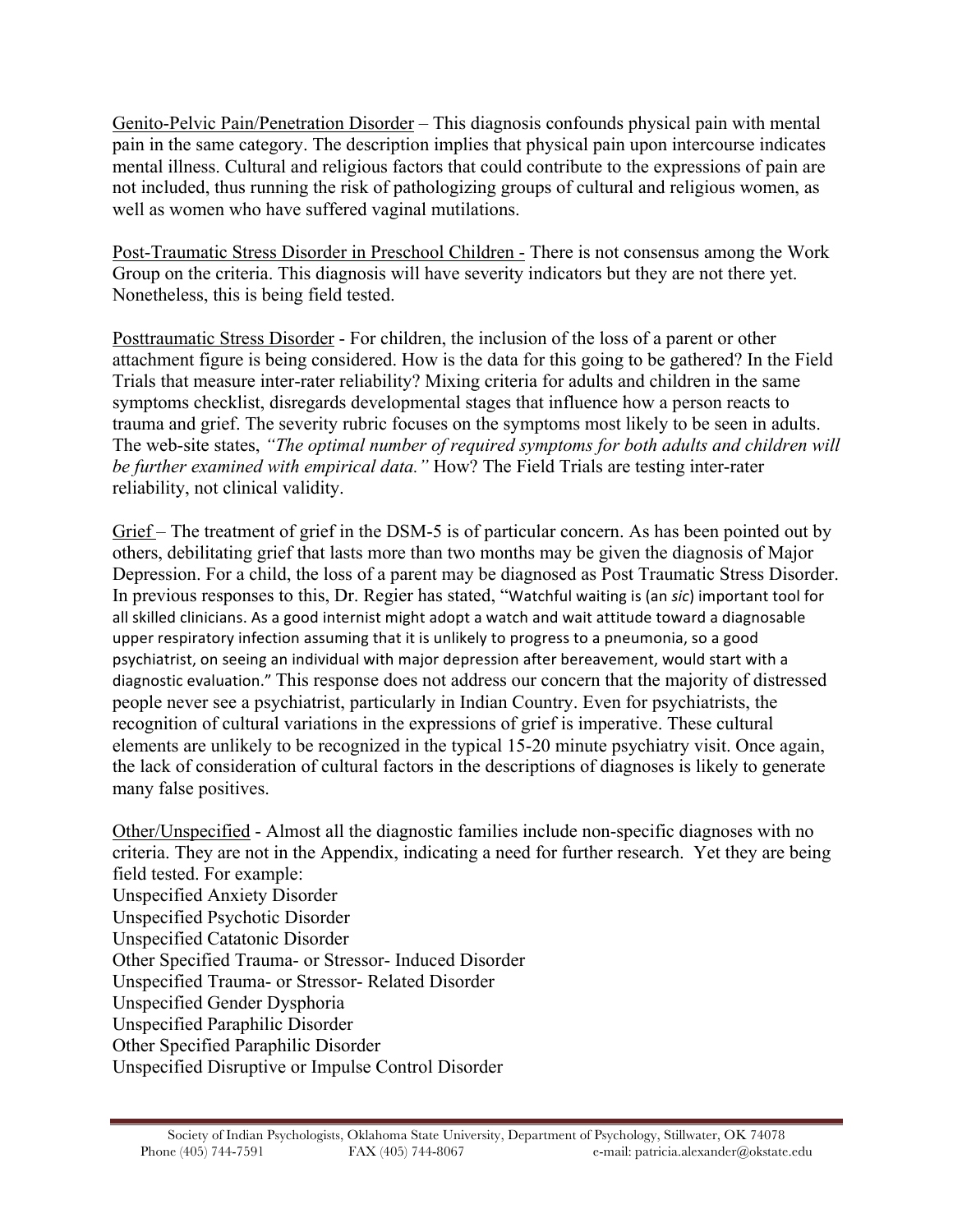Genito-Pelvic Pain/Penetration Disorder – This diagnosis confounds physical pain with mental pain in the same category. The description implies that physical pain upon intercourse indicates mental illness. Cultural and religious factors that could contribute to the expressions of pain are not included, thus running the risk of pathologizing groups of cultural and religious women, as well as women who have suffered vaginal mutilations.

Post-Traumatic Stress Disorder in Preschool Children - There is not consensus among the Work Group on the criteria. This diagnosis will have severity indicators but they are not there yet. Nonetheless, this is being field tested.

Posttraumatic Stress Disorder - For children, the inclusion of the loss of a parent or other attachment figure is being considered. How is the data for this going to be gathered? In the Field Trials that measure inter-rater reliability? Mixing criteria for adults and children in the same symptoms checklist, disregards developmental stages that influence how a person reacts to trauma and grief. The severity rubric focuses on the symptoms most likely to be seen in adults. The web-site states, *"The optimal number of required symptoms for both adults and children will be further examined with empirical data."* How? The Field Trials are testing inter-rater reliability, not clinical validity.

Grief – The treatment of grief in the DSM-5 is of particular concern. As has been pointed out by others, debilitating grief that lasts more than two months may be given the diagnosis of Major Depression. For a child, the loss of a parent may be diagnosed as Post Traumatic Stress Disorder. In previous responses to this, Dr. Regier has stated, "Watchful waiting is (an *sic*) important tool for all skilled clinicians. As a good internist might adopt a watch and wait attitude toward a diagnosable upper respiratory infection assuming that it is unlikely to progress to a pneumonia, so a good psychiatrist, on seeing an individual with major depression after bereavement, would start with a diagnostic evaluation." This response does not address our concern that the majority of distressed people never see a psychiatrist, particularly in Indian Country. Even for psychiatrists, the recognition of cultural variations in the expressions of grief is imperative. These cultural elements are unlikely to be recognized in the typical 15-20 minute psychiatry visit. Once again, the lack of consideration of cultural factors in the descriptions of diagnoses is likely to generate many false positives.

Other/Unspecified - Almost all the diagnostic families include non-specific diagnoses with no criteria. They are not in the Appendix, indicating a need for further research. Yet they are being field tested. For example:
Unspecified Anxiety Disorder
Unspecified Psychotic Disorder
Unspecified Catatonic Disorder
Other Specified Trauma- or Stressor- Induced Disorder
Unspecified Trauma- or Stressor- Related Disorder
Unspecified Gender Dysphoria
Unspecified Paraphilic Disorder
Other Specified Paraphilic Disorder
Unspecified Disruptive or Impulse Control Disorder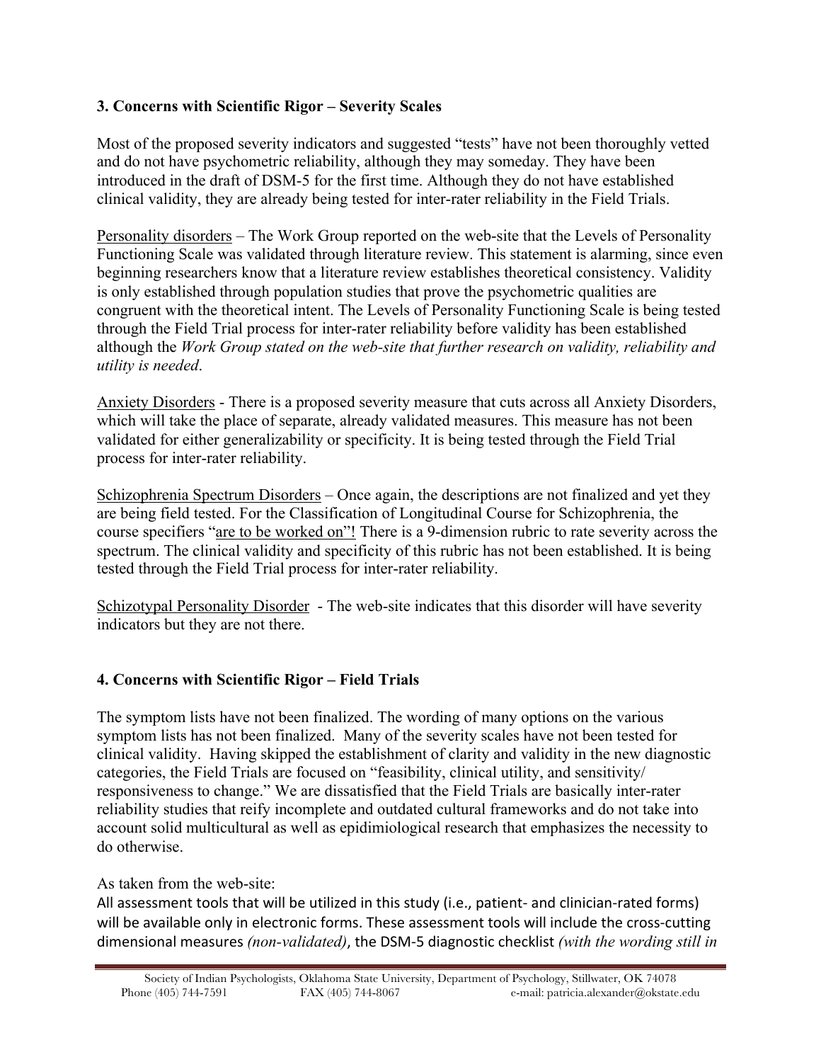### 3. Concerns with Scientific Rigor – Severity Scales

Most of the proposed severity indicators and suggested "tests" have not been thoroughly vetted and do not have psychometric reliability, although they may someday. They have been introduced in the draft of DSM-5 for the first time. Although they do not have established clinical validity, they are already being tested for inter-rater reliability in the Field Trials.

<u>Personality disorders</u> – The Work Group reported on the web-site that the Levels of Personality Functioning Scale was validated through literature review. This statement is alarming, since even beginning researchers know that a literature review establishes theoretical consistency. Validity is only established through population studies that prove the psychometric qualities are congruent with the theoretical intent. The Levels of Personality Functioning Scale is being tested through the Field Trial process for inter-rater reliability before validity has been established although the *Work Group stated on the web-site that further research on validity, reliability and utility is needed*.

<u>Anxiety Disorders</u> - There is a proposed severity measure that cuts across all Anxiety Disorders, which will take the place of separate, already validated measures. This measure has not been validated for either generalizability or specificity. It is being tested through the Field Trial process for inter-rater reliability.

<u>Schizophrenia Spectrum Disorders</u> – Once again, the descriptions are not finalized and yet they are being field tested. For the Classification of Longitudinal Course for Schizophrenia, the course specifiers "<u>are to be worked on</u>"! There is a 9-dimension rubric to rate severity across the spectrum. The clinical validity and specificity of this rubric has not been established. It is being tested through the Field Trial process for inter-rater reliability.

<u>Schizotypal Personality Disorder</u> - The web-site indicates that this disorder will have severity indicators but they are not there.

### 4. Concerns with Scientific Rigor – Field Trials

The symptom lists have not been finalized. The wording of many options on the various symptom lists has not been finalized. Many of the severity scales have not been tested for clinical validity. Having skipped the establishment of clarity and validity in the new diagnostic categories, the Field Trials are focused on "feasibility, clinical utility, and sensitivity/ responsiveness to change." We are dissatisfied that the Field Trials are basically inter-rater reliability studies that reify incomplete and outdated cultural frameworks and do not take into account solid multicultural as well as epidimiological research that emphasizes the necessity to do otherwise.

As taken from the web-site:

All assessment tools that will be utilized in this study (i.e., patient- and clinician-rated forms) will be available only in electronic forms. These assessment tools will include the cross-cutting dimensional measures *(non-validated)*, the DSM-5 diagnostic checklist *(with the wording still in*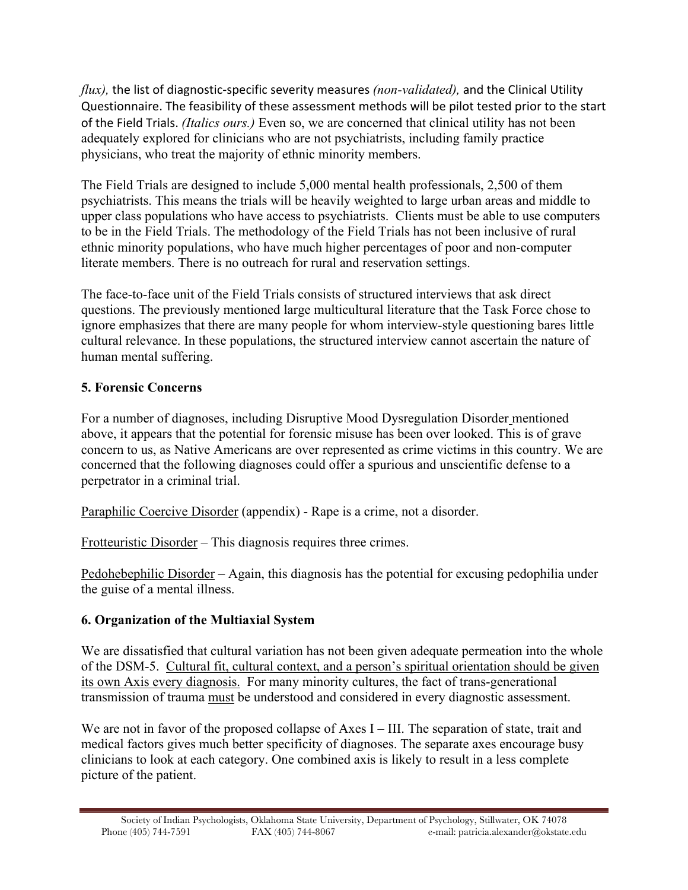*flux),* the list of diagnostic-specific severity measures *(non-validated),* and the Clinical Utility Questionnaire. The feasibility of these assessment methods will be pilot tested prior to the start of the Field Trials. *(Italics ours.)* Even so, we are concerned that clinical utility has not been adequately explored for clinicians who are not psychiatrists, including family practice physicians, who treat the majority of ethnic minority members.

The Field Trials are designed to include 5,000 mental health professionals, 2,500 of them psychiatrists. This means the trials will be heavily weighted to large urban areas and middle to upper class populations who have access to psychiatrists. Clients must be able to use computers to be in the Field Trials. The methodology of the Field Trials has not been inclusive of rural ethnic minority populations, who have much higher percentages of poor and non-computer literate members. There is no outreach for rural and reservation settings.

The face-to-face unit of the Field Trials consists of structured interviews that ask direct questions. The previously mentioned large multicultural literature that the Task Force chose to ignore emphasizes that there are many people for whom interview-style questioning bares little cultural relevance. In these populations, the structured interview cannot ascertain the nature of human mental suffering.

**5. Forensic Concerns**

For a number of diagnoses, including Disruptive Mood Dysregulation Disorder mentioned above, it appears that the potential for forensic misuse has been over looked. This is of grave concern to us, as Native Americans are over represented as crime victims in this country. We are concerned that the following diagnoses could offer a spurious and unscientific defense to a perpetrator in a criminal trial.

<u>Paraphilic Coercive Disorder</u> (appendix) - Rape is a crime, not a disorder.

<u>Frotteuristic Disorder</u> – This diagnosis requires three crimes.

<u>Pedohebephilic Disorder</u> – Again, this diagnosis has the potential for excusing pedophilia under the guise of a mental illness.

**6. Organization of the Multiaxial System**

We are dissatisfied that cultural variation has not been given adequate permeation into the whole of the DSM-5. <u>Cultural fit, cultural context, and a person's spiritual orientation should be given its own Axis every diagnosis.</u> For many minority cultures, the fact of trans-generational transmission of trauma <u>must</u> be understood and considered in every diagnostic assessment.

We are not in favor of the proposed collapse of Axes I – III. The separation of state, trait and medical factors gives much better specificity of diagnoses. The separate axes encourage busy clinicians to look at each category. One combined axis is likely to result in a less complete picture of the patient.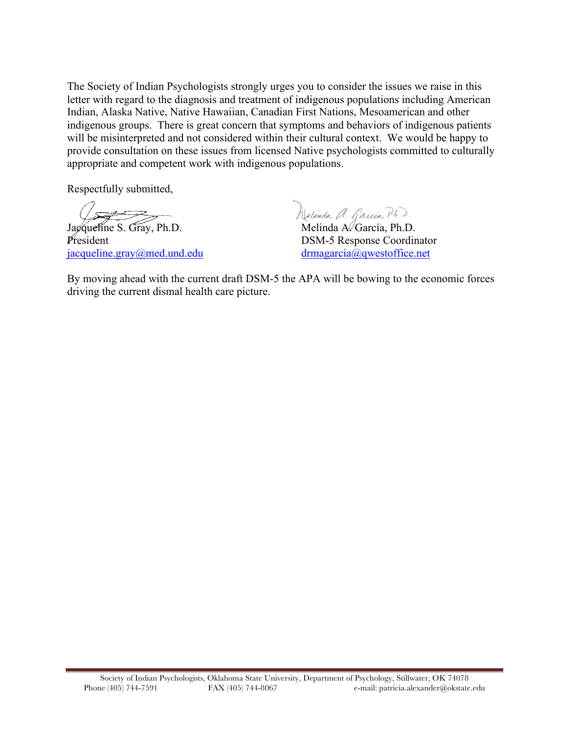The Society of Indian Psychologists strongly urges you to consider the issues we raise in this letter with regard to the diagnosis and treatment of indigenous populations including American Indian, Alaska Native, Native Hawaiian, Canadian First Nations, Mesoamerican and other indigenous groups. There is great concern that symptoms and behaviors of indigenous patients will be misinterpreted and not considered within their cultural context. We would be happy to provide consultation on these issues from licensed Native psychologists committed to culturally appropriate and competent work with indigenous populations.

Respectfully submitted,

Jacqueline S. Gray, Ph.D.
President
jacqueline.gray@med.und.edu

Melinda A. García, Ph.D.
DSM-5 Response Coordinator
drmagarcia@qwestoffice.net

By moving ahead with the current draft DSM-5 the APA will be bowing to the economic forces driving the current dismal health care picture.

Society of Indian Psychologists, Oklahoma State University, Department of Psychology, Stillwater, OK 74078
Phone (405) 744-7591 FAX (405) 744-8067 e-mail: patricia.alexander@okstate.edu